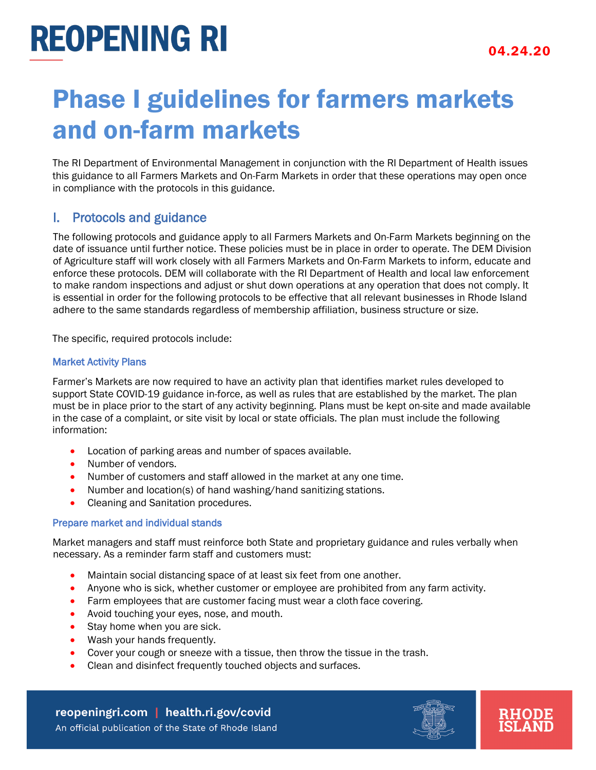# REOPENING RI

04.24.20

# Phase I guidelines for farmers markets and on-farm markets

The RI Department of Environmental Management in conjunction with the RI Department of Health issues this guidance to all Farmers Markets and On-Farm Markets in order that these operations may open once in compliance with the protocols in this guidance.

## I. Protocols and guidance

The following protocols and guidance apply to all Farmers Markets and On-Farm Markets beginning on the date of issuance until further notice. These policies must be in place in order to operate. The DEM Division of Agriculture staff will work closely with all Farmers Markets and On-Farm Markets to inform, educate and enforce these protocols. DEM will collaborate with the RI Department of Health and local law enforcement to make random inspections and adjust or shut down operations at any operation that does not comply. It is essential in order for the following protocols to be effective that all relevant businesses in Rhode Island adhere to the same standards regardless of membership affiliation, business structure or size.

The specific, required protocols include:

### Market Activity Plans

Farmer's Markets are now required to have an activity plan that identifies market rules developed to support State COVID-19 guidance in-force, as well as rules that are established by the market. The plan must be in place prior to the start of any activity beginning. Plans must be kept on-site and made available in the case of a complaint, or site visit by local or state officials. The plan must include the following information:

- Location of parking areas and number of spaces available.
- Number of vendors.
- Number of customers and staff allowed in the market at any one time.
- Number and location(s) of hand washing/hand sanitizing stations.
- Cleaning and Sanitation procedures.

### Prepare market and individual stands

Market managers and staff must reinforce both State and proprietary guidance and rules verbally when necessary. As a reminder farm staff and customers must:

- Maintain social distancing space of at least six feet from one another.
- Anyone who is sick, whether customer or employee are prohibited from any farm activity.
- Farm employees that are customer facing must wear a cloth face covering.
- Avoid touching your eyes, nose, and mouth.
- Stay home when you are sick.
- Wash your hands frequently.
- Cover your cough or sneeze with a tissue, then throw the tissue in the trash.
- Clean and disinfect frequently touched objects and surfaces.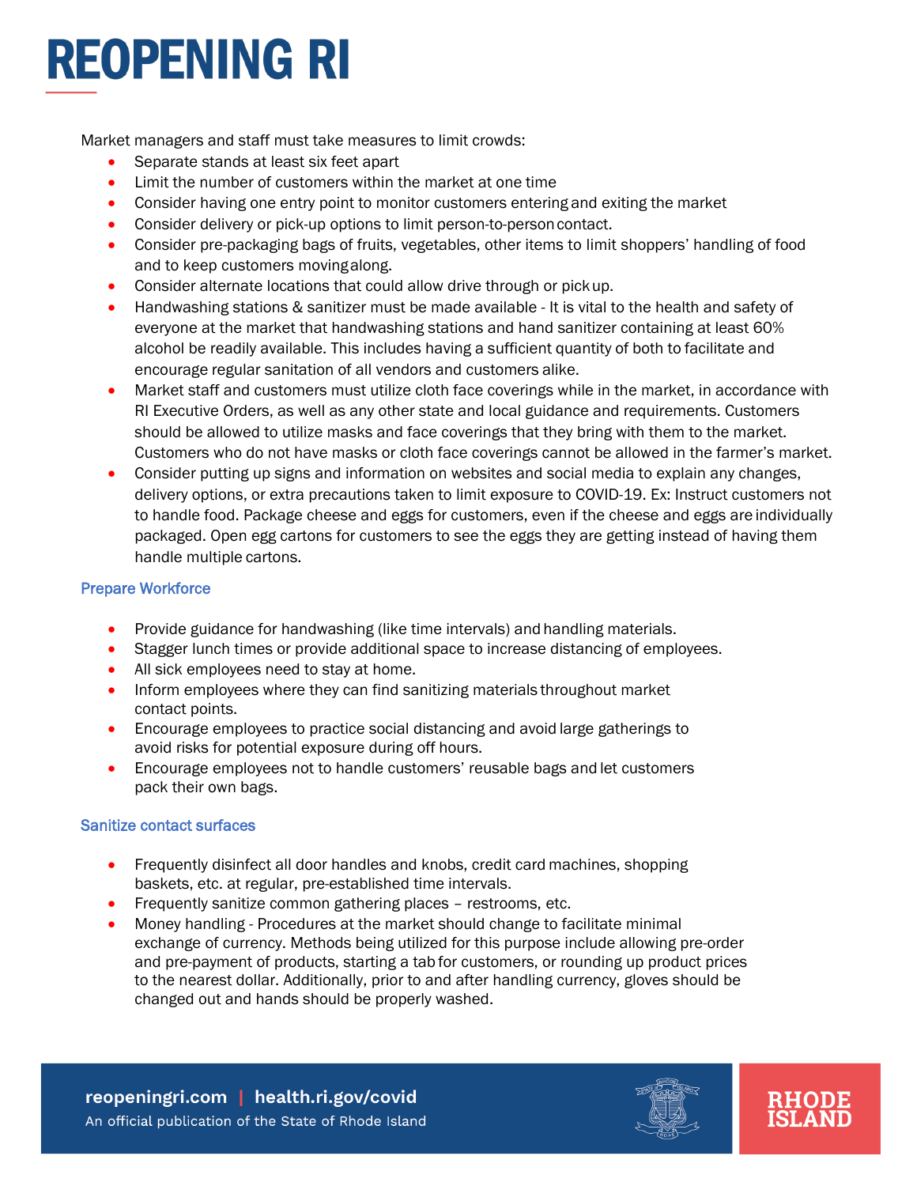Market managers and staff must take measures to limit crowds:

- Separate stands at least six feet apart
- Limit the number of customers within the market at one time
- Consider having one entry point to monitor customers entering and exiting the market
- Consider delivery or pick-up options to limit person-to-person contact.
- Consider pre-packaging bags of fruits, vegetables, other items to limit shoppers' handling of food and to keep customers moving along.
- Consider alternate locations that could allow drive through or pick up.
- Handwashing stations & sanitizer must be made available - It is vital to the health and safety of everyone at the market that handwashing stations and hand sanitizer containing at least 60% alcohol be readily available. This includes having a sufficient quantity of both to facilitate and encourage regular sanitation of all vendors and customers alike.
- Market staff and customers must utilize cloth face coverings while in the market, in accordance with RI Executive Orders, as well as any other state and local guidance and requirements. Customers should be allowed to utilize masks and face coverings that they bring with them to the market. Customers who do not have masks or cloth face coverings cannot be allowed in the farmer's market.
- Consider putting up signs and information on websites and social media to explain any changes, delivery options, or extra precautions taken to limit exposure to COVID-19. Ex: Instruct customers not to handle food. Package cheese and eggs for customers, even if the cheese and eggs are individually packaged. Open egg cartons for customers to see the eggs they are getting instead of having them handle multiple cartons.

### Prepare Workforce

- Provide guidance for handwashing (like time intervals) and handling materials.
- Stagger lunch times or provide additional space to increase distancing of employees.
- All sick employees need to stay at home.
- Inform employees where they can find sanitizing materials throughout market contact points.
- Encourage employees to practice social distancing and avoid large gatherings to avoid risks for potential exposure during off hours.
- Encourage employees not to handle customers' reusable bags and let customers pack their own bags.

### Sanitize contact surfaces

- Frequently disinfect all door handles and knobs, credit card machines, shopping baskets, etc. at regular, pre-established time intervals.
- Frequently sanitize common gathering places – restrooms, etc.
- Money handling - Procedures at the market should change to facilitate minimal exchange of currency. Methods being utilized for this purpose include allowing pre-order and pre-payment of products, starting a tab for customers, or rounding up product prices to the nearest dollar. Additionally, prior to and after handling currency, gloves should be changed out and hands should be properly washed.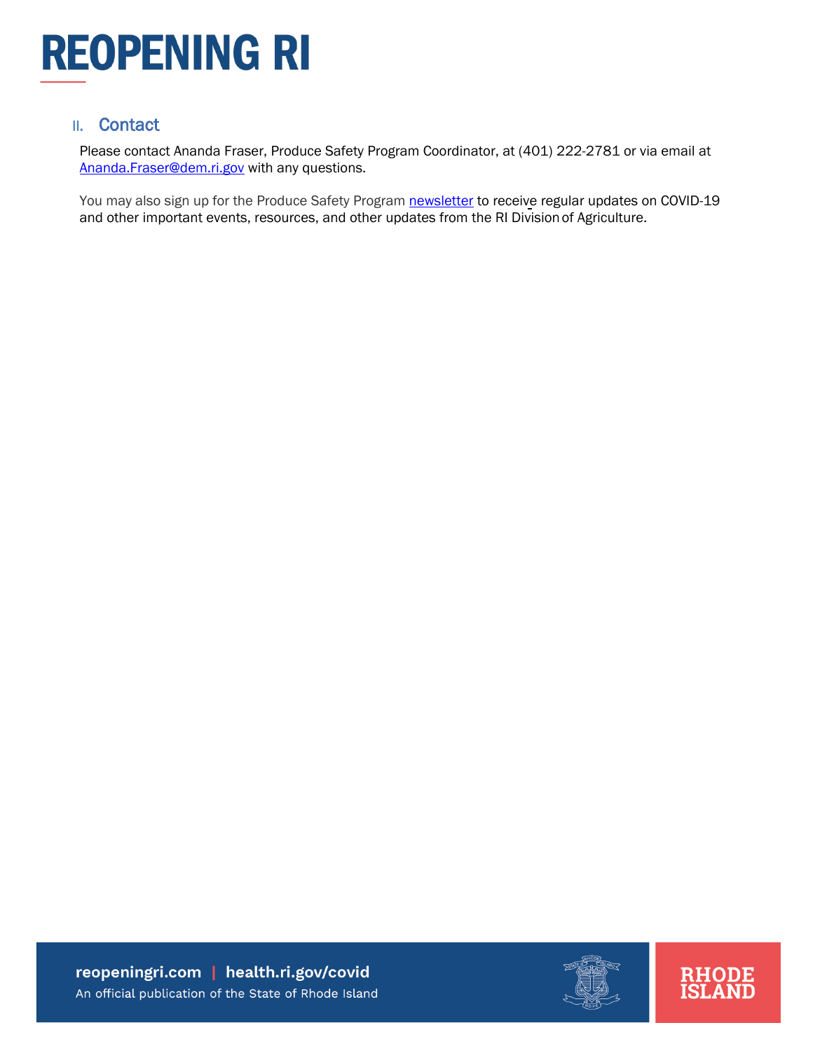## II. Contact

Please contact Ananda Fraser, Produce Safety Program Coordinator, at (401) 222-2781 or via email at Ananda.Fraser@dem.ri.gov with any questions.

You may also sign up for the Produce Safety Program newsletter to receive regular updates on COVID-19 and other important events, resources, and other updates from the RI Division of Agriculture.